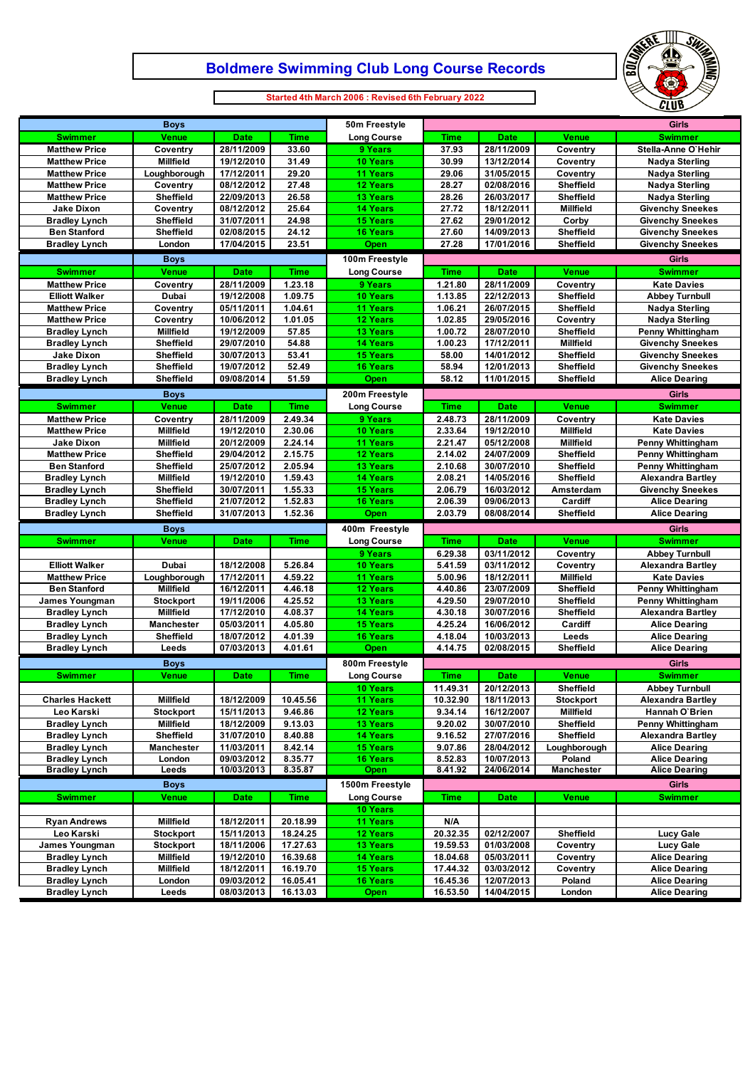# Boldmere Swimming Club Long Course Records

**Started 4th March 2006 : Revised 6th February 2022**

| Boys | | | | 50m Freestyle | Girls | | | |
|---|---|---|---|---|---|---|---|---|
| Swimmer | Venue | Date | Time | Long Course | Time | Date | Venue | Swimmer |
| Matthew Price | Coventry | 28/11/2009 | 33.60 | 9 Years | 37.93 | 28/11/2009 | Coventry | Stella-Anne O'Hehir |
| Matthew Price | Millfield | 19/12/2010 | 31.49 | 10 Years | 30.99 | 13/12/2014 | Coventry | Nadya Sterling |
| Matthew Price | Loughborough | 17/12/2011 | 29.20 | 11 Years | 29.06 | 31/05/2015 | Coventry | Nadya Sterling |
| Matthew Price | Coventry | 08/12/2012 | 27.48 | 12 Years | 28.27 | 02/08/2016 | Sheffield | Nadya Sterling |
| Matthew Price | Sheffield | 22/09/2013 | 26.58 | 13 Years | 28.26 | 26/03/2017 | Sheffield | Nadya Sterling |
| Jake Dixon | Coventry | 08/12/2012 | 25.64 | 14 Years | 27.72 | 18/12/2011 | Millfield | Givenchy Sneekes |
| Bradley Lynch | Sheffield | 31/07/2011 | 24.98 | 15 Years | 27.62 | 29/01/2012 | Corby | Givenchy Sneekes |
| Ben Stanford | Sheffield | 02/08/2015 | 24.12 | 16 Years | 27.60 | 14/09/2013 | Sheffield | Givenchy Sneekes |
| Bradley Lynch | London | 17/04/2015 | 23.51 | Open | 27.28 | 17/01/2016 | Sheffield | Givenchy Sneekes |

| Boys | | | | 100m Freestyle | Girls | | | |
|---|---|---|---|---|---|---|---|---|
| Swimmer | Venue | Date | Time | Long Course | Time | Date | Venue | Swimmer |
| Matthew Price | Coventry | 28/11/2009 | 1.23.18 | 9 Years | 1.21.80 | 28/11/2009 | Coventry | Kate Davies |
| Elliott Walker | Dubai | 19/12/2008 | 1.09.75 | 10 Years | 1.13.85 | 22/12/2013 | Sheffield | Abbey Turnbull |
| Matthew Price | Coventry | 05/11/2011 | 1.04.61 | 11 Years | 1.06.21 | 26/07/2015 | Sheffield | Nadya Sterling |
| Matthew Price | Coventry | 10/06/2012 | 1.01.05 | 12 Years | 1.02.85 | 29/05/2016 | Coventry | Nadya Sterling |
| Bradley Lynch | Millfield | 19/12/2009 | 57.85 | 13 Years | 1.00.72 | 28/07/2010 | Sheffield | Penny Whittingham |
| Bradley Lynch | Sheffield | 29/07/2010 | 54.88 | 14 Years | 1.00.23 | 17/12/2011 | Millfield | Givenchy Sneekes |
| Jake Dixon | Sheffield | 30/07/2013 | 53.41 | 15 Years | 58.00 | 14/01/2012 | Sheffield | Givenchy Sneekes |
| Bradley Lynch | Sheffield | 19/07/2012 | 52.49 | 16 Years | 58.94 | 12/01/2013 | Sheffield | Givenchy Sneekes |
| Bradley Lynch | Sheffield | 09/08/2014 | 51.59 | Open | 58.12 | 11/01/2015 | Sheffield | Alice Dearing |

| Boys | | | | 200m Freestyle | Girls | | | |
|---|---|---|---|---|---|---|---|---|
| Swimmer | Venue | Date | Time | Long Course | Time | Date | Venue | Swimmer |
| Matthew Price | Coventry | 28/11/2009 | 2.49.34 | 9 Years | 2.48.73 | 28/11/2009 | Coventry | Kate Davies |
| Matthew Price | Millfield | 19/12/2010 | 2.30.06 | 10 Years | 2.33.64 | 19/12/2010 | Millfield | Kate Davies |
| Jake Dixon | Millfield | 20/12/2009 | 2.24.14 | 11 Years | 2.21.47 | 05/12/2008 | Millfield | Penny Whittingham |
| Matthew Price | Sheffield | 29/04/2012 | 2.15.75 | 12 Years | 2.14.02 | 24/07/2009 | Sheffield | Penny Whittingham |
| Ben Stanford | Sheffield | 25/07/2012 | 2.05.94 | 13 Years | 2.10.68 | 30/07/2010 | Sheffield | Penny Whittingham |
| Bradley Lynch | Millfield | 19/12/2010 | 1.59.43 | 14 Years | 2.08.21 | 14/05/2016 | Sheffield | Alexandra Bartley |
| Bradley Lynch | Sheffield | 30/07/2011 | 1.55.33 | 15 Years | 2.06.79 | 16/03/2012 | Amsterdam | Givenchy Sneekes |
| Bradley Lynch | Sheffield | 21/07/2012 | 1.52.83 | 16 Years | 2.06.39 | 09/06/2013 | Cardiff | Alice Dearing |
| Bradley Lynch | Sheffield | 31/07/2013 | 1.52.36 | Open | 2.03.79 | 08/08/2014 | Sheffield | Alice Dearing |

| Boys | | | | 400m Freestyle | Girls | | | |
|---|---|---|---|---|---|---|---|---|
| Swimmer | Venue | Date | Time | Long Course | Time | Date | Venue | Swimmer |
| | | | | 9 Years | 6.29.38 | 03/11/2012 | Coventry | Abbey Turnbull |
| Elliott Walker | Dubai | 18/12/2008 | 5.26.84 | 10 Years | 5.41.59 | 03/11/2012 | Coventry | Alexandra Bartley |
| Matthew Price | Loughborough | 17/12/2011 | 4.59.22 | 11 Years | 5.00.96 | 18/12/2011 | Millfield | Kate Davies |
| Ben Stanford | Millfield | 16/12/2011 | 4.46.18 | 12 Years | 4.40.86 | 23/07/2009 | Sheffield | Penny Whittingham |
| James Youngman | Stockport | 19/11/2006 | 4.25.52 | 13 Years | 4.29.50 | 29/07/2010 | Sheffield | Penny Whittingham |
| Bradley Lynch | Millfield | 17/12/2010 | 4.08.37 | 14 Years | 4.30.18 | 30/07/2016 | Sheffield | Alexandra Bartley |
| Bradley Lynch | Manchester | 05/03/2011 | 4.05.80 | 15 Years | 4.25.24 | 16/06/2012 | Cardiff | Alice Dearing |
| Bradley Lynch | Sheffield | 18/07/2012 | 4.01.39 | 16 Years | 4.18.04 | 10/03/2013 | Leeds | Alice Dearing |
| Bradley Lynch | Leeds | 07/03/2013 | 4.01.61 | Open | 4.14.75 | 02/08/2015 | Sheffield | Alice Dearing |

| Boys | | | | 800m Freestyle | Girls | | | |
|---|---|---|---|---|---|---|---|---|
| Swimmer | Venue | Date | Time | Long Course | Time | Date | Venue | Swimmer |
| | | | | 10 Years | 11.49.31 | 20/12/2013 | Sheffield | Abbey Turnbull |
| Charles Hackett | Millfield | 18/12/2009 | 10.45.56 | 11 Years | 10.32.90 | 18/11/2013 | Stockport | Alexandra Bartley |
| Leo Karski | Stockport | 15/11/2013 | 9.46.86 | 12 Years | 9.34.14 | 16/12/2007 | Millfield | Hannah O'Brien |
| Bradley Lynch | Millfield | 18/12/2009 | 9.13.03 | 13 Years | 9.20.02 | 30/07/2010 | Sheffield | Penny Whittingham |
| Bradley Lynch | Sheffield | 31/07/2010 | 8.40.88 | 14 Years | 9.16.52 | 27/07/2016 | Sheffield | Alexandra Bartley |
| Bradley Lynch | Manchester | 11/03/2011 | 8.42.14 | 15 Years | 9.07.86 | 28/04/2012 | Loughborough | Alice Dearing |
| Bradley Lynch | London | 09/03/2012 | 8.35.77 | 16 Years | 8.52.83 | 10/07/2013 | Poland | Alice Dearing |
| Bradley Lynch | Leeds | 10/03/2013 | 8.35.87 | Open | 8.41.92 | 24/06/2014 | Manchester | Alice Dearing |

| Boys | | | | 1500m Freestyle | Girls | | | |
|---|---|---|---|---|---|---|---|---|
| Swimmer | Venue | Date | Time | Long Course | Time | Date | Venue | Swimmer |
| | | | | 10 Years | | | | |
| Ryan Andrews | Millfield | 18/12/2011 | 20.18.99 | 11 Years | N/A | | | |
| Leo Karski | Stockport | 15/11/2013 | 18.24.25 | 12 Years | 20.32.35 | 02/12/2007 | Sheffield | Lucy Gale |
| James Youngman | Stockport | 18/11/2006 | 17.27.63 | 13 Years | 19.59.53 | 01/03/2008 | Coventry | Lucy Gale |
| Bradley Lynch | Millfield | 19/12/2010 | 16.39.68 | 14 Years | 18.04.68 | 05/03/2011 | Coventry | Alice Dearing |
| Bradley Lynch | Millfield | 18/12/2011 | 16.19.70 | 15 Years | 17.44.32 | 03/03/2012 | Coventry | Alice Dearing |
| Bradley Lynch | London | 09/03/2012 | 16.05.41 | 16 Years | 16.45.36 | 12/07/2013 | Poland | Alice Dearing |
| Bradley Lynch | Leeds | 08/03/2013 | 16.13.03 | Open | 16.53.50 | 14/04/2015 | London | Alice Dearing |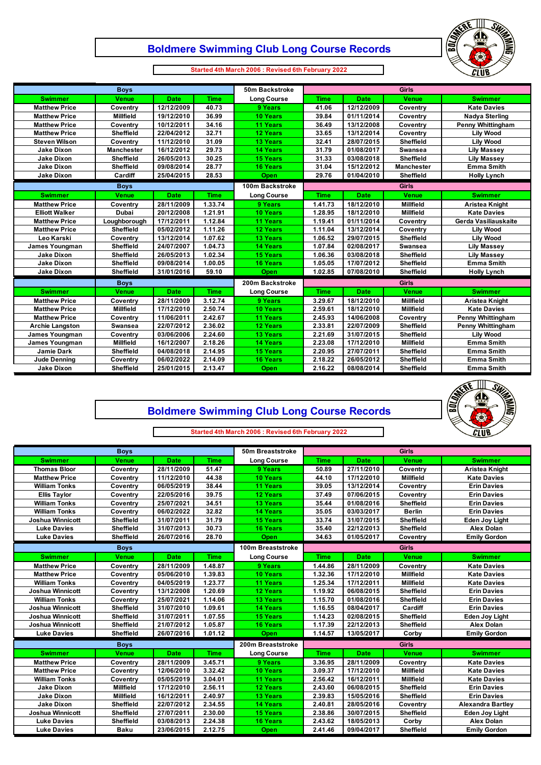## Boldmere Swimming Club Long Course Records

**Started 4th March 2006 : Revised 6th February 2022**

| Boys | | | | 50m Backstroke | Girls | | | |
|---|---|---|---|---|---|---|---|---|
| Swimmer | Venue | Date | Time | Long Course | Time | Date | Venue | Swimmer |
| Matthew Price | Coventry | 12/12/2009 | 40.73 | 9 Years | 41.06 | 12/12/2009 | Coventry | Kate Davies |
| Matthew Price | Millfield | 19/12/2010 | 36.99 | 10 Years | 39.84 | 01/11/2014 | Coventry | Nadya Sterling |
| Matthew Price | Coventry | 10/12/2011 | 34.16 | 11 Years | 36.49 | 13/12/2008 | Coventry | Penny Whittingham |
| Matthew Price | Sheffield | 22/04/2012 | 32.71 | 12 Years | 33.65 | 13/12/2014 | Coventry | Lily Wood |
| Steven Wilson | Coventry | 11/12/2010 | 31.09 | 13 Years | 32.41 | 28/07/2015 | Sheffield | Lily Wood |
| Jake Dixon | Manchester | 16/12/2012 | 29.73 | 14 Years | 31.79 | 01/08/2017 | Swansea | Lily Massey |
| Jake Dixon | Sheffield | 26/05/2013 | 30.25 | 15 Years | 31.33 | 03/08/2018 | Sheffield | Lily Massey |
| Jake Dixon | Sheffield | 09/08/2014 | 28.77 | 16 Years | 31.04 | 15/12/2012 | Manchester | Emma Smith |
| Jake Dixon | Cardiff | 25/04/2015 | 28.53 | Open | 29.76 | 01/04/2010 | Sheffield | Holly Lynch |

| Boys | | | | 100m Backstroke | Girls | | | |
|---|---|---|---|---|---|---|---|---|
| Swimmer | Venue | Date | Time | Long Course | Time | Date | Venue | Swimmer |
| Matthew Price | Coventry | 28/11/2009 | 1.33.74 | 9 Years | 1.41.73 | 18/12/2010 | Millfield | Aristea Knight |
| Elliott Walker | Dubai | 20/12/2008 | 1.21.91 | 10 Years | 1.28.95 | 18/12/2010 | Millfield | Kate Davies |
| Matthew Price | Loughborough | 17/12/2011 | 1.12.84 | 11 Years | 1.19.41 | 01/11/2014 | Coventry | Gerda Vasiliauskaite |
| Matthew Price | Sheffield | 05/02/2012 | 1.11.26 | 12 Years | 1.11.04 | 13/12/2014 | Coventry | Lily Wood |
| Leo Karski | Coventry | 13/12/2014 | 1.07.62 | 13 Years | 1.06.52 | 29/07/2015 | Sheffield | Lily Wood |
| James Youngman | Sheffield | 24/07/2007 | 1.04.73 | 14 Years | 1.07.84 | 02/08/2017 | Swansea | Lily Massey |
| Jake Dixon | Sheffield | 26/05/2013 | 1.02.34 | 15 Years | 1.06.36 | 03/08/2018 | Sheffield | Lily Massey |
| Jake Dixon | Sheffield | 09/08/2014 | 1.00.05 | 16 Years | 1.05.05 | 17/07/2012 | Sheffield | Emma Smith |
| Jake Dixon | Sheffield | 31/01/2016 | 59.10 | Open | 1.02.85 | 07/08/2010 | Sheffield | Holly Lynch |

| Boys | | | | 200m Backstroke | Girls | | | |
|---|---|---|---|---|---|---|---|---|
| Swimmer | Venue | Date | Time | Long Course | Time | Date | Venue | Swimmer |
| Matthew Price | Coventry | 28/11/2009 | 3.12.74 | 9 Years | 3.29.67 | 18/12/2010 | Millfield | Aristea Knight |
| Matthew Price | Millfield | 17/12/2010 | 2.50.74 | 10 Years | 2.59.61 | 18/12/2010 | Millfield | Kate Davies |
| Matthew Price | Coventry | 11/06/2011 | 2.42.67 | 11 Years | 2.45.93 | 14/06/2008 | Coventry | Penny Whittingham |
| Archie Langston | Swansea | 22/07/2012 | 2.36.02 | 12 Years | 2.33.81 | 22/07/2009 | Sheffield | Penny Whittingham |
| James Youngman | Coventry | 03/06/2006 | 2.24.60 | 13 Years | 2.21.69 | 31/07/2015 | Sheffield | Lily Wood |
| James Youngman | Millfield | 16/12/2007 | 2.18.26 | 14 Years | 2.23.08 | 17/12/2010 | Millfield | Emma Smith |
| Jamie Dark | Sheffield | 04/08/2018 | 2.14.95 | 15 Years | 2.20.95 | 27/07/2011 | Sheffield | Emma Smith |
| Jude Denning | Coventry | 06/02/2022 | 2.14.09 | 16 Years | 2.18.22 | 26/05/2012 | Sheffield | Emma Smith |
| Jake Dixon | Sheffield | 25/01/2015 | 2.13.47 | Open | 2.16.22 | 08/08/2014 | Sheffield | Emma Smith |

## Boldmere Swimming Club Long Course Records

**Started 4th March 2006 : Revised 6th February 2022**

| Boys | | | | 50m Breaststroke | Girls | | | |
|---|---|---|---|---|---|---|---|---|
| Swimmer | Venue | Date | Time | Long Course | Time | Date | Venue | Swimmer |
| Thomas Bloor | Coventry | 28/11/2009 | 51.47 | 9 Years | 50.89 | 27/11/2010 | Coventry | Aristea Knight |
| Matthew Price | Coventry | 11/12/2010 | 44.38 | 10 Years | 44.10 | 17/12/2010 | Millfield | Kate Davies |
| William Tonks | Coventry | 06/05/2019 | 38.44 | 11 Years | 39.05 | 13/12/2014 | Coventry | Erin Davies |
| Ellis Taylor | Coventry | 22/05/2016 | 39.75 | 12 Years | 37.49 | 07/06/2015 | Coventry | Erin Davies |
| William Tonks | Coventry | 25/07/2021 | 34.51 | 13 Years | 35.44 | 01/08/2016 | Sheffield | Erin Davies |
| William Tonks | Coventry | 06/02/2022 | 32.82 | 14 Years | 35.05 | 03/03/2017 | Berlin | Erin Davies |
| Joshua Winnicott | Sheffield | 31/07/2011 | 31.79 | 15 Years | 33.74 | 31/07/2015 | Sheffield | Eden Joy Light |
| Luke Davies | Sheffield | 31/07/2013 | 30.73 | 16 Years | 35.40 | 22/12/2013 | Sheffield | Alex Dolan |
| Luke Davies | Sheffield | 26/07/2016 | 28.70 | Open | 34.63 | 01/05/2017 | Coventry | Emily Gordon |

| Boys | | | | 100m Breaststroke | Girls | | | |
|---|---|---|---|---|---|---|---|---|
| Swimmer | Venue | Date | Time | Long Course | Time | Date | Venue | Swimmer |
| Matthew Price | Coventry | 28/11/2009 | 1.48.87 | 9 Years | 1.44.86 | 28/11/2009 | Coventry | Kate Davies |
| Matthew Price | Coventry | 05/06/2010 | 1.39.83 | 10 Years | 1.32.36 | 17/12/2010 | Millfield | Kate Davies |
| William Tonks | Coventry | 04/05/2019 | 1.23.77 | 11 Years | 1.25.34 | 17/12/2011 | Millfield | Kate Davies |
| Joshua Winnicott | Coventry | 13/12/2008 | 1.20.69 | 12 Years | 1.19.92 | 06/08/2015 | Sheffield | Erin Davies |
| William Tonks | Coventry | 25/07/2021 | 1.14.06 | 13 Years | 1.15.70 | 01/08/2016 | Sheffield | Erin Davies |
| Joshua Winnicott | Sheffield | 31/07/2010 | 1.09.61 | 14 Years | 1.16.55 | 08/04/2017 | Cardiff | Erin Davies |
| Joshua Winnicott | Sheffield | 31/07/2011 | 1.07.55 | 15 Years | 1.14.23 | 02/08/2015 | Sheffield | Eden Joy Light |
| Joshua Winnicott | Sheffield | 21/07/2012 | 1.05.87 | 16 Years | 1.17.39 | 22/12/2013 | Sheffield | Alex Dolan |
| Luke Davies | Sheffield | 26/07/2016 | 1.01.12 | Open | 1.14.57 | 13/05/2017 | Corby | Emily Gordon |

| Boys | | | | 200m Breaststroke | Girls | | | |
|---|---|---|---|---|---|---|---|---|
| Swimmer | Venue | Date | Time | Long Course | Time | Date | Venue | Swimmer |
| Matthew Price | Coventry | 28/11/2009 | 3.45.71 | 9 Years | 3.36.95 | 28/11/2009 | Coventry | Kate Davies |
| Matthew Price | Coventry | 12/06/2010 | 3.32.42 | 10 Years | 3.09.37 | 17/12/2010 | Millfield | Kate Davies |
| William Tonks | Coventry | 05/05/2019 | 3.04.01 | 11 Years | 2.56.42 | 16/12/2011 | Millfield | Kate Davies |
| Jake Dixon | Millfield | 17/12/2010 | 2.56.11 | 12 Years | 2.43.60 | 06/08/2015 | Sheffield | Erin Davies |
| Jake Dixon | Millfield | 16/12/2011 | 2.40.97 | 13 Years | 2.39.83 | 15/05/2016 | Sheffield | Erin Davies |
| Jake Dixon | Sheffield | 22/07/2012 | 2.34.55 | 14 Years | 2.40.81 | 28/05/2016 | Coventry | Alexandra Bartley |
| Joshua Winnicott | Sheffield | 27/07/2011 | 2.30.00 | 15 Years | 2.38.86 | 30/07/2015 | Sheffield | Eden Joy Light |
| Luke Davies | Sheffield | 03/08/2013 | 2.24.38 | 16 Years | 2.43.62 | 18/05/2013 | Corby | Alex Dolan |
| Luke Davies | Baku | 23/06/2015 | 2.12.75 | Open | 2.41.46 | 09/04/2017 | Sheffield | Emily Gordon |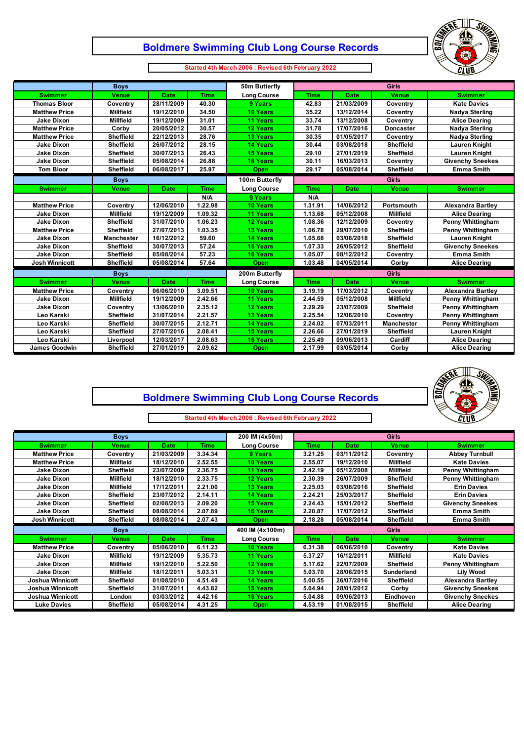# Boldmere Swimming Club Long Course Records

Started 4th March 2006 : Revised 6th February 2022

| Boys | | | | 50m Butterfly | Girls | | | |
|---|---|---|---|---|---|---|---|---|
| Swimmer | Venue | Date | Time | Long Course | Time | Date | Venue | Swimmer |
| Thomas Bloor | Coventry | 28/11/2009 | 40.30 | 9 Years | 42.83 | 21/03/2009 | Coventry | Kate Davies |
| Matthew Price | Millfield | 19/12/2010 | 34.50 | 10 Years | 35.22 | 13/12/2014 | Coventry | Nadya Sterling |
| Jake Dixon | Millfield | 19/12/2009 | 31.01 | 11 Years | 33.74 | 13/12/2008 | Coventry | Alice Dearing |
| Matthew Price | Corby | 20/05/2012 | 30.57 | 12 Years | 31.78 | 17/07/2016 | Doncaster | Nadya Sterling |
| Matthew Price | Sheffield | 22/12/2013 | 28.76 | 13 Years | 30.35 | 01/05/2017 | Coventry | Nadya Sterling |
| Jake Dixon | Sheffield | 26/07/2012 | 28.15 | 14 Years | 30.44 | 03/08/2018 | Sheffield | Lauren Knight |
| Jake Dixon | Sheffield | 30/07/2013 | 26.43 | 15 Years | 29.10 | 27/01/2019 | Sheffield | Lauren Knight |
| Jake Dixon | Sheffield | 05/08/2014 | 26.88 | 16 Years | 30.11 | 16/03/2013 | Coventry | Givenchy Sneekes |
| Tom Bloor | Sheffield | 06/08/2017 | 25.97 | Open | 29.17 | 05/08/2014 | Sheffield | Emma Smith |

| Boys | | | | 100m Butterfly | Girls | | | |
|---|---|---|---|---|---|---|---|---|
| Swimmer | Venue | Date | Time | Long Course | Time | Date | Venue | Swimmer |
| | | | N/A | 9 Years | N/A | | | |
| Matthew Price | Coventry | 12/06/2010 | 1.22.98 | 10 Years | 1.31.91 | 14/06/2012 | Portsmouth | Alexandra Bartley |
| Jake Dixon | Millfield | 19/12/2009 | 1.09.32 | 11 Years | 1.13.68 | 05/12/2008 | Millfield | Alice Dearing |
| Jake Dixon | Sheffield | 31/07/2010 | 1.06.23 | 12 Years | 1.08.36 | 12/12/2009 | Coventry | Penny Whittingham |
| Matthew Price | Sheffield | 27/07/2013 | 1.03.35 | 13 Years | 1.06.78 | 29/07/2010 | Sheffield | Penny Whittingham |
| Jake Dixon | Manchester | 16/12/2012 | 59.60 | 14 Years | 1.05.68 | 03/08/2018 | Sheffield | Lauren Knight |
| Jake Dixon | Sheffield | 30/07/2013 | 57.24 | 15 Years | 1.07.33 | 26/05/2012 | Sheffield | Givenchy Sneekes |
| Jake Dixon | Sheffield | 05/08/2014 | 57.23 | 16 Years | 1.05.07 | 08/12/2012 | Coventry | Emma Smith |
| Josh Winnicott | Sheffield | 05/08/2014 | 57.64 | Open | 1.03.48 | 04/05/2014 | Corby | Alice Dearing |

| Boys | | | | 200m Butterfly | Girls | | | |
|---|---|---|---|---|---|---|---|---|
| Swimmer | Venue | Date | Time | Long Course | Time | Date | Venue | Swimmer |
| Matthew Price | Coventry | 06/06/2010 | 3.09.51 | 10 Years | 3.19.19 | 17/03/2012 | Coventry | Alexandra Bartley |
| Jake Dixon | Millfield | 19/12/2009 | 2.42.66 | 11 Years | 2.44.59 | 05/12/2008 | Millfield | Penny Whittingham |
| Jake Dixon | Coventry | 13/06/2010 | 2.35.12 | 12 Years | 2.29.29 | 23/07/2009 | Sheffield | Penny Whittingham |
| Leo Karski | Sheffield | 31/07/2014 | 2.21.57 | 13 Years | 2.25.54 | 12/06/2010 | Coventry | Penny Whittingham |
| Leo Karski | Sheffield | 30/07/2015 | 2.12.71 | 14 Years | 2.24.02 | 07/03/2011 | Manchester | Penny Whittingham |
| Leo Karski | Sheffield | 27/07/2016 | 2.08.41 | 15 Years | 2.26.66 | 27/01/2019 | Sheffield | Lauren Knight |
| Leo Karski | Liverpool | 12/03/2017 | 2.08.63 | 16 Years | 2.25.49 | 09/06/2013 | Cardiff | Alice Dearing |
| James Goodwin | Sheffield | 27/01/2019 | 2.09.62 | Open | 2.17.99 | 03/05/2014 | Corby | Alice Dearing |

# Boldmere Swimming Club Long Course Records

Started 4th March 2006 : Revised 6th February 2022

| Boys | | | | 200 IM (4x50m) | Girls | | | |
|---|---|---|---|---|---|---|---|---|
| Swimmer | Venue | Date | Time | Long Course | Time | Date | Venue | Swimmer |
| Matthew Price | Coventry | 21/03/2009 | 3.34.34 | 9 Years | 3.21.25 | 03/11/2012 | Coventry | Abbey Turnbull |
| Matthew Price | Millfield | 18/12/2010 | 2.52.55 | 10 Years | 2.55.07 | 19/12/2010 | Millfield | Kate Davies |
| Jake Dixon | Sheffield | 23/07/2009 | 2.36.75 | 11 Years | 2.42.19 | 05/12/2008 | Millfield | Penny Whittingham |
| Jake Dixon | Millfield | 18/12/2010 | 2.33.75 | 12 Years | 2.30.39 | 26/07/2009 | Sheffield | Penny Whittingham |
| Jake Dixon | Millfield | 17/12/2011 | 2.21.00 | 13 Years | 2.25.03 | 03/08/2016 | Sheffield | Erin Davies |
| Jake Dixon | Sheffield | 23/07/2012 | 2.14.11 | 14 Years | 2.24.21 | 25/03/2017 | Sheffield | Erin Davies |
| Jake Dixon | Sheffield | 02/08/2013 | 2.09.20 | 15 Years | 2.24.43 | 15/01/2012 | Sheffield | Givenchy Sneekes |
| Jake Dixon | Sheffield | 08/08/2014 | 2.07.89 | 16 Years | 2.20.87 | 17/07/2012 | Sheffield | Emma Smith |
| Josh Winnicott | Sheffield | 08/08/2014 | 2.07.43 | Open | 2.18.28 | 05/08/2014 | Sheffield | Emma Smith |

| Boys | | | | 400 IM (4x100m) | Girls | | | |
|---|---|---|---|---|---|---|---|---|
| Swimmer | Venue | Date | Time | Long Course | Time | Date | Venue | Swimmer |
| Matthew Price | Coventry | 05/06/2010 | 6.11.23 | 10 Years | 6.31.38 | 06/06/2010 | Coventry | Kate Davies |
| Jake Dixon | Millfield | 19/12/2009 | 5.35.73 | 11 Years | 5.37.27 | 16/12/2011 | Millfield | Kate Davies |
| Jake Dixon | Millfield | 19/12/2010 | 5.22.50 | 12 Years | 5.17.62 | 22/07/2009 | Sheffield | Penny Whittingham |
| Jake Dixon | Millfield | 18/12/2011 | 5.03.31 | 13 Years | 5.03.70 | 28/06/2015 | Sunderland | Lily Wood |
| Joshua Winnicott | Sheffield | 01/08/2010 | 4.51.49 | 14 Years | 5.00.55 | 26/07/2016 | Sheffield | Alexandra Bartley |
| Joshua Winnicott | Sheffield | 31/07/2011 | 4.43.82 | 15 Years | 5.04.94 | 28/01/2012 | Corby | Givenchy Sneekes |
| Joshua Winnicott | London | 03/03/2012 | 4.42.16 | 16 Years | 5.04.88 | 09/06/2013 | Eindhoven | Givenchy Sneekes |
| Luke Davies | Sheffield | 05/08/2014 | 4.31.25 | Open | 4.53.19 | 01/08/2015 | Sheffield | Alice Dearing |